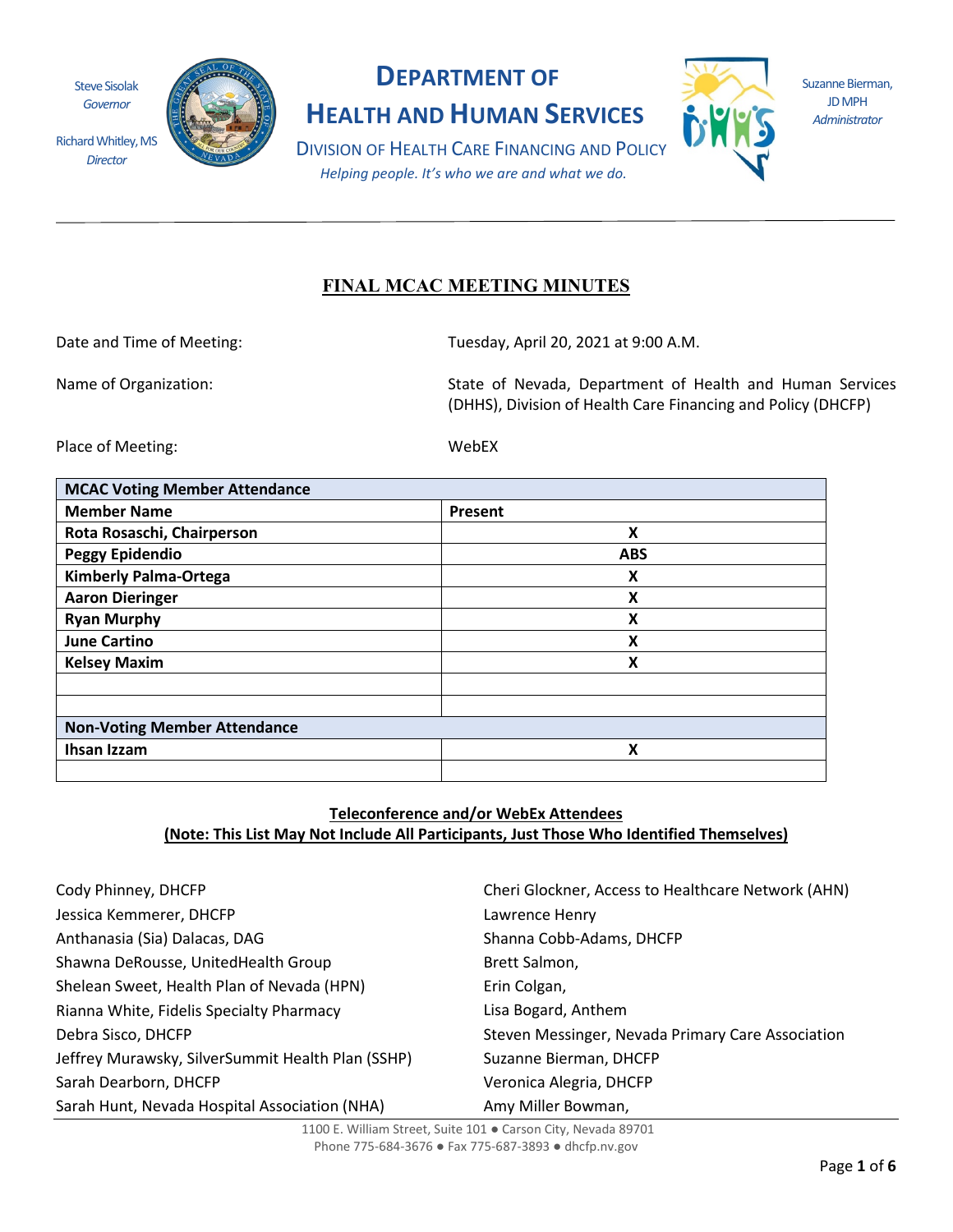Steve Sisolak
*Governor*

Richard Whitley, MS
*Director*

# DEPARTMENT OF HEALTH AND HUMAN SERVICES

DIVISION OF HEALTH CARE FINANCING AND POLICY

*Helping people. It's who we are and what we do.*

Suzanne Bierman, JD MPH
*Administrator*

---

## FINAL MCAC MEETING MINUTES

Date and Time of Meeting: Tuesday, April 20, 2021 at 9:00 A.M.

Name of Organization: State of Nevada, Department of Health and Human Services (DHHS), Division of Health Care Financing and Policy (DHCFP)

Place of Meeting: WebEX

| MCAC Voting Member Attendance | |
|---|---|
| **Member Name** | **Present** |
| **Rota Rosaschi, Chairperson** | X |
| **Peggy Epidendio** | ABS |
| **Kimberly Palma-Ortega** | X |
| **Aaron Dieringer** | X |
| **Ryan Murphy** | X |
| **June Cartino** | X |
| **Kelsey Maxim** | X |
| | |
| | |
| **Non-Voting Member Attendance** | |
| **Ihsan Izzam** | X |
| | |

**Teleconference and/or WebEx Attendees**
**(Note: This List May Not Include All Participants, Just Those Who Identified Themselves)**

Cody Phinney, DHCFP
Jessica Kemmerer, DHCFP
Anthanasia (Sia) Dalacas, DAG
Shawna DeRousse, UnitedHealth Group
Shelean Sweet, Health Plan of Nevada (HPN)
Rianna White, Fidelis Specialty Pharmacy
Debra Sisco, DHCFP
Jeffrey Murawsky, SilverSummit Health Plan (SSHP)
Sarah Dearborn, DHCFP
Sarah Hunt, Nevada Hospital Association (NHA)
Cheri Glockner, Access to Healthcare Network (AHN)
Lawrence Henry
Shanna Cobb-Adams, DHCFP
Brett Salmon,
Erin Colgan,
Lisa Bogard, Anthem
Steven Messinger, Nevada Primary Care Association
Suzanne Bierman, DHCFP
Veronica Alegria, DHCFP
Amy Miller Bowman,

1100 E. William Street, Suite 101 ● Carson City, Nevada 89701
Phone 775-684-3676 ● Fax 775-687-3893 ● dhcfp.nv.gov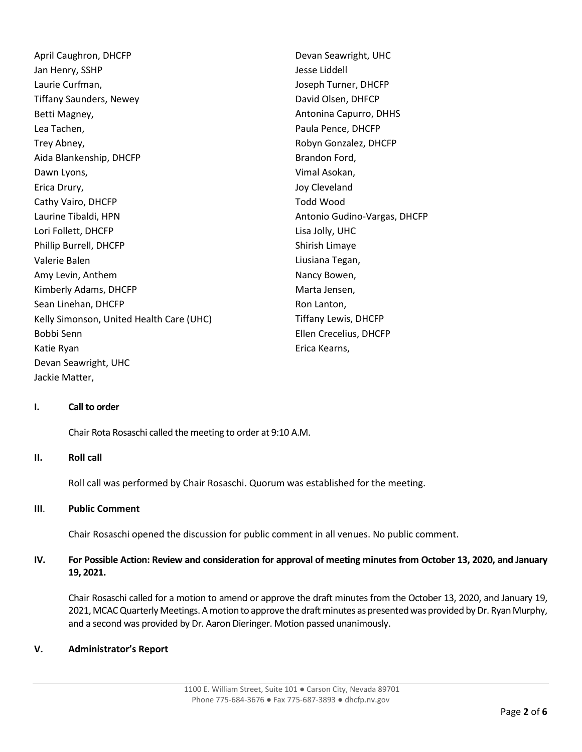April Caughron, DHCFP
Jan Henry, SSHP
Laurie Curfman,
Tiffany Saunders, Newey
Betti Magney,
Lea Tachen,
Trey Abney,
Aida Blankenship, DHCFP
Dawn Lyons,
Erica Drury,
Cathy Vairo, DHCFP
Laurine Tibaldi, HPN
Lori Follett, DHCFP
Phillip Burrell, DHCFP
Valerie Balen
Amy Levin, Anthem
Kimberly Adams, DHCFP
Sean Linehan, DHCFP
Kelly Simonson, United Health Care (UHC)
Bobbi Senn
Katie Ryan
Devan Seawright, UHC
Jackie Matter,
Devan Seawright, UHC
Jesse Liddell
Joseph Turner, DHCFP
David Olsen, DHFCP
Antonina Capurro, DHHS
Paula Pence, DHCFP
Robyn Gonzalez, DHCFP
Brandon Ford,
Vimal Asokan,
Joy Cleveland
Todd Wood
Antonio Gudino-Vargas, DHCFP
Lisa Jolly, UHC
Shirish Limaye
Liusiana Tegan,
Nancy Bowen,
Marta Jensen,
Ron Lanton,
Tiffany Lewis, DHCFP
Ellen Crecelius, DHCFP
Erica Kearns,

## I. Call to order

Chair Rota Rosaschi called the meeting to order at 9:10 A.M.

## II. Roll call

Roll call was performed by Chair Rosaschi. Quorum was established for the meeting.

## III. Public Comment

Chair Rosaschi opened the discussion for public comment in all venues. No public comment.

## IV. For Possible Action: Review and consideration for approval of meeting minutes from October 13, 2020, and January 19, 2021.

Chair Rosaschi called for a motion to amend or approve the draft minutes from the October 13, 2020, and January 19, 2021, MCAC Quarterly Meetings. A motion to approve the draft minutes as presented was provided by Dr. Ryan Murphy, and a second was provided by Dr. Aaron Dieringer. Motion passed unanimously.

## V. Administrator's Report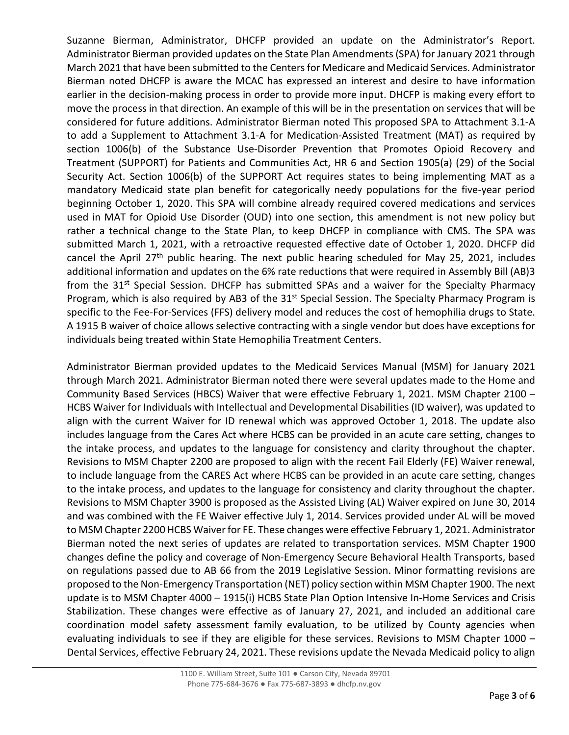Suzanne Bierman, Administrator, DHCFP provided an update on the Administrator's Report. Administrator Bierman provided updates on the State Plan Amendments (SPA) for January 2021 through March 2021 that have been submitted to the Centers for Medicare and Medicaid Services. Administrator Bierman noted DHCFP is aware the MCAC has expressed an interest and desire to have information earlier in the decision-making process in order to provide more input. DHCFP is making every effort to move the process in that direction. An example of this will be in the presentation on services that will be considered for future additions. Administrator Bierman noted This proposed SPA to Attachment 3.1-A to add a Supplement to Attachment 3.1-A for Medication-Assisted Treatment (MAT) as required by section 1006(b) of the Substance Use-Disorder Prevention that Promotes Opioid Recovery and Treatment (SUPPORT) for Patients and Communities Act, HR 6 and Section 1905(a) (29) of the Social Security Act. Section 1006(b) of the SUPPORT Act requires states to being implementing MAT as a mandatory Medicaid state plan benefit for categorically needy populations for the five-year period beginning October 1, 2020. This SPA will combine already required covered medications and services used in MAT for Opioid Use Disorder (OUD) into one section, this amendment is not new policy but rather a technical change to the State Plan, to keep DHCFP in compliance with CMS. The SPA was submitted March 1, 2021, with a retroactive requested effective date of October 1, 2020. DHCFP did cancel the April 27th public hearing. The next public hearing scheduled for May 25, 2021, includes additional information and updates on the 6% rate reductions that were required in Assembly Bill (AB)3 from the 31st Special Session. DHCFP has submitted SPAs and a waiver for the Specialty Pharmacy Program, which is also required by AB3 of the 31st Special Session. The Specialty Pharmacy Program is specific to the Fee-For-Services (FFS) delivery model and reduces the cost of hemophilia drugs to State. A 1915 B waiver of choice allows selective contracting with a single vendor but does have exceptions for individuals being treated within State Hemophilia Treatment Centers.

Administrator Bierman provided updates to the Medicaid Services Manual (MSM) for January 2021 through March 2021. Administrator Bierman noted there were several updates made to the Home and Community Based Services (HBCS) Waiver that were effective February 1, 2021. MSM Chapter 2100 – HCBS Waiver for Individuals with Intellectual and Developmental Disabilities (ID waiver), was updated to align with the current Waiver for ID renewal which was approved October 1, 2018. The update also includes language from the Cares Act where HCBS can be provided in an acute care setting, changes to the intake process, and updates to the language for consistency and clarity throughout the chapter. Revisions to MSM Chapter 2200 are proposed to align with the recent Fail Elderly (FE) Waiver renewal, to include language from the CARES Act where HCBS can be provided in an acute care setting, changes to the intake process, and updates to the language for consistency and clarity throughout the chapter. Revisions to MSM Chapter 3900 is proposed as the Assisted Living (AL) Waiver expired on June 30, 2014 and was combined with the FE Waiver effective July 1, 2014. Services provided under AL will be moved to MSM Chapter 2200 HCBS Waiver for FE. These changes were effective February 1, 2021. Administrator Bierman noted the next series of updates are related to transportation services. MSM Chapter 1900 changes define the policy and coverage of Non-Emergency Secure Behavioral Health Transports, based on regulations passed due to AB 66 from the 2019 Legislative Session. Minor formatting revisions are proposed to the Non-Emergency Transportation (NET) policy section within MSM Chapter 1900. The next update is to MSM Chapter 4000 – 1915(i) HCBS State Plan Option Intensive In-Home Services and Crisis Stabilization. These changes were effective as of January 27, 2021, and included an additional care coordination model safety assessment family evaluation, to be utilized by County agencies when evaluating individuals to see if they are eligible for these services. Revisions to MSM Chapter 1000 – Dental Services, effective February 24, 2021. These revisions update the Nevada Medicaid policy to align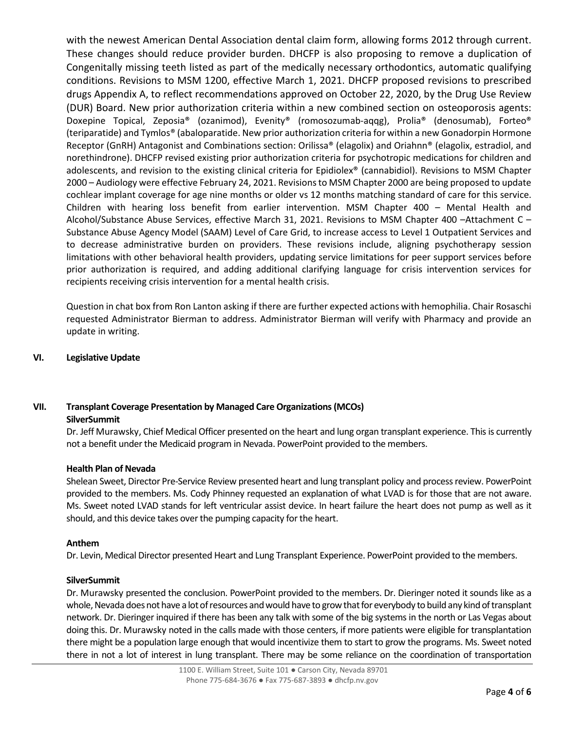with the newest American Dental Association dental claim form, allowing forms 2012 through current. These changes should reduce provider burden. DHCFP is also proposing to remove a duplication of Congenitally missing teeth listed as part of the medically necessary orthodontics, automatic qualifying conditions. Revisions to MSM 1200, effective March 1, 2021. DHCFP proposed revisions to prescribed drugs Appendix A, to reflect recommendations approved on October 22, 2020, by the Drug Use Review (DUR) Board. New prior authorization criteria within a new combined section on osteoporosis agents: Doxepine Topical, Zeposia® (ozanimod), Evenity® (romosozumab-aqqg), Prolia® (denosumab), Forteo® (teriparatide) and Tymlos® (abaloparatide. New prior authorization criteria for within a new Gonadorpin Hormone Receptor (GnRH) Antagonist and Combinations section: Orilissa® (elagolix) and Oriahnn® (elagolix, estradiol, and norethindrone). DHCFP revised existing prior authorization criteria for psychotropic medications for children and adolescents, and revision to the existing clinical criteria for Epidiolex® (cannabidiol). Revisions to MSM Chapter 2000 – Audiology were effective February 24, 2021. Revisions to MSM Chapter 2000 are being proposed to update cochlear implant coverage for age nine months or older vs 12 months matching standard of care for this service. Children with hearing loss benefit from earlier intervention. MSM Chapter 400 – Mental Health and Alcohol/Substance Abuse Services, effective March 31, 2021. Revisions to MSM Chapter 400 –Attachment C – Substance Abuse Agency Model (SAAM) Level of Care Grid, to increase access to Level 1 Outpatient Services and to decrease administrative burden on providers. These revisions include, aligning psychotherapy session limitations with other behavioral health providers, updating service limitations for peer support services before prior authorization is required, and adding additional clarifying language for crisis intervention services for recipients receiving crisis intervention for a mental health crisis.

Question in chat box from Ron Lanton asking if there are further expected actions with hemophilia. Chair Rosaschi requested Administrator Bierman to address. Administrator Bierman will verify with Pharmacy and provide an update in writing.

## VI. Legislative Update

## VII. Transplant Coverage Presentation by Managed Care Organizations (MCOs)

**SilverSummit**

Dr. Jeff Murawsky, Chief Medical Officer presented on the heart and lung organ transplant experience. This is currently not a benefit under the Medicaid program in Nevada. PowerPoint provided to the members.

**Health Plan of Nevada**

Shelean Sweet, Director Pre-Service Review presented heart and lung transplant policy and process review. PowerPoint provided to the members. Ms. Cody Phinney requested an explanation of what LVAD is for those that are not aware. Ms. Sweet noted LVAD stands for left ventricular assist device. In heart failure the heart does not pump as well as it should, and this device takes over the pumping capacity for the heart.

**Anthem**

Dr. Levin, Medical Director presented Heart and Lung Transplant Experience. PowerPoint provided to the members.

**SilverSummit**

Dr. Murawsky presented the conclusion. PowerPoint provided to the members. Dr. Dieringer noted it sounds like as a whole, Nevada does not have a lot of resources and would have to grow that for everybody to build any kind of transplant network. Dr. Dieringer inquired if there has been any talk with some of the big systems in the north or Las Vegas about doing this. Dr. Murawsky noted in the calls made with those centers, if more patients were eligible for transplantation there might be a population large enough that would incentivize them to start to grow the programs. Ms. Sweet noted there in not a lot of interest in lung transplant. There may be some reliance on the coordination of transportation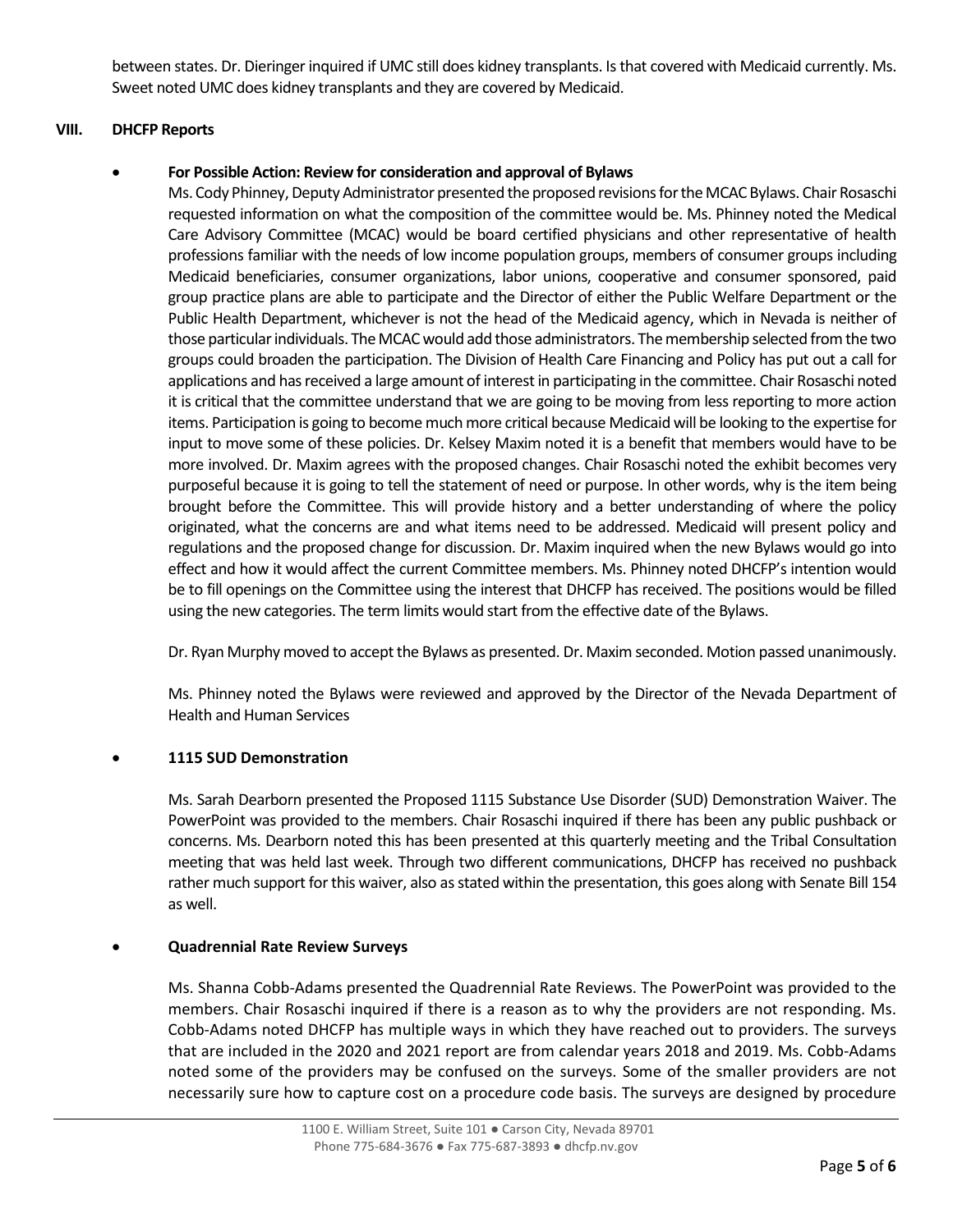between states. Dr. Dieringer inquired if UMC still does kidney transplants. Is that covered with Medicaid currently. Ms. Sweet noted UMC does kidney transplants and they are covered by Medicaid.

## VIII. DHCFP Reports

- **For Possible Action: Review for consideration and approval of Bylaws**

  Ms. Cody Phinney, Deputy Administrator presented the proposed revisions for the MCAC Bylaws. Chair Rosaschi requested information on what the composition of the committee would be. Ms. Phinney noted the Medical Care Advisory Committee (MCAC) would be board certified physicians and other representative of health professions familiar with the needs of low income population groups, members of consumer groups including Medicaid beneficiaries, consumer organizations, labor unions, cooperative and consumer sponsored, paid group practice plans are able to participate and the Director of either the Public Welfare Department or the Public Health Department, whichever is not the head of the Medicaid agency, which in Nevada is neither of those particular individuals. The MCAC would add those administrators. The membership selected from the two groups could broaden the participation. The Division of Health Care Financing and Policy has put out a call for applications and has received a large amount of interest in participating in the committee. Chair Rosaschi noted it is critical that the committee understand that we are going to be moving from less reporting to more action items. Participation is going to become much more critical because Medicaid will be looking to the expertise for input to move some of these policies. Dr. Kelsey Maxim noted it is a benefit that members would have to be more involved. Dr. Maxim agrees with the proposed changes. Chair Rosaschi noted the exhibit becomes very purposeful because it is going to tell the statement of need or purpose. In other words, why is the item being brought before the Committee. This will provide history and a better understanding of where the policy originated, what the concerns are and what items need to be addressed. Medicaid will present policy and regulations and the proposed change for discussion. Dr. Maxim inquired when the new Bylaws would go into effect and how it would affect the current Committee members. Ms. Phinney noted DHCFP's intention would be to fill openings on the Committee using the interest that DHCFP has received. The positions would be filled using the new categories. The term limits would start from the effective date of the Bylaws.

  Dr. Ryan Murphy moved to accept the Bylaws as presented. Dr. Maxim seconded. Motion passed unanimously.

  Ms. Phinney noted the Bylaws were reviewed and approved by the Director of the Nevada Department of Health and Human Services

- **1115 SUD Demonstration**

  Ms. Sarah Dearborn presented the Proposed 1115 Substance Use Disorder (SUD) Demonstration Waiver. The PowerPoint was provided to the members. Chair Rosaschi inquired if there has been any public pushback or concerns. Ms. Dearborn noted this has been presented at this quarterly meeting and the Tribal Consultation meeting that was held last week. Through two different communications, DHCFP has received no pushback rather much support for this waiver, also as stated within the presentation, this goes along with Senate Bill 154 as well.

- **Quadrennial Rate Review Surveys**

  Ms. Shanna Cobb-Adams presented the Quadrennial Rate Reviews. The PowerPoint was provided to the members. Chair Rosaschi inquired if there is a reason as to why the providers are not responding. Ms. Cobb-Adams noted DHCFP has multiple ways in which they have reached out to providers. The surveys that are included in the 2020 and 2021 report are from calendar years 2018 and 2019. Ms. Cobb-Adams noted some of the providers may be confused on the surveys. Some of the smaller providers are not necessarily sure how to capture cost on a procedure code basis. The surveys are designed by procedure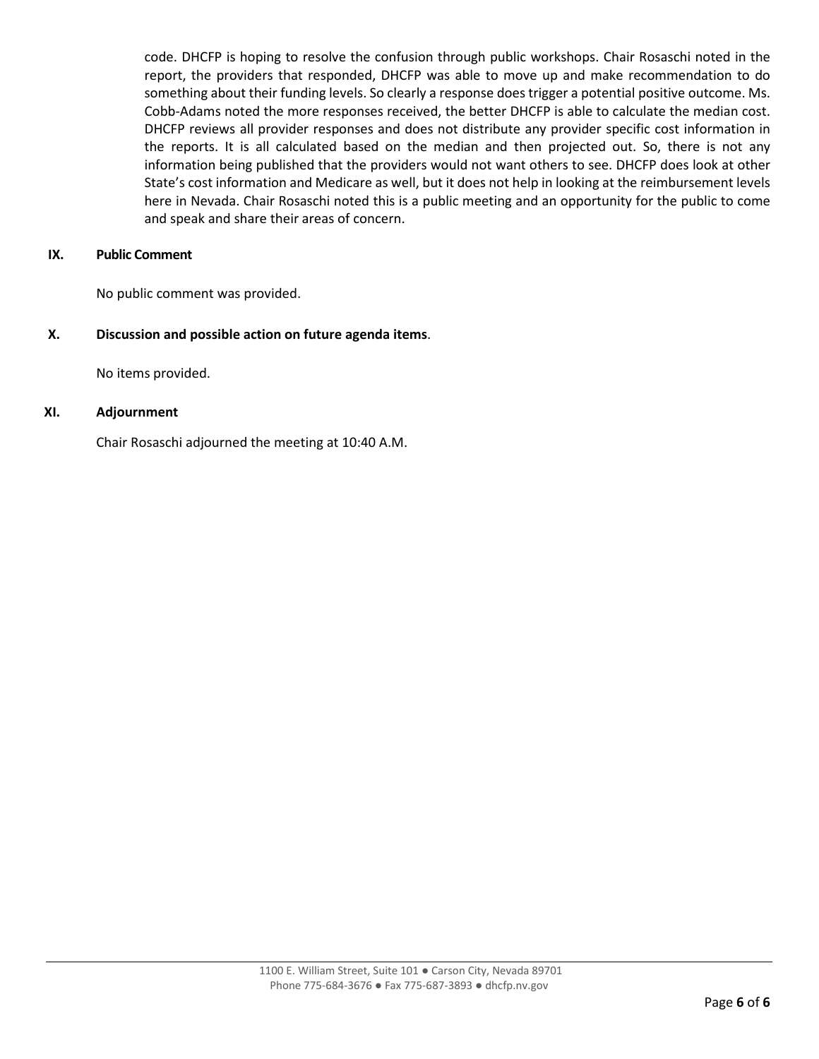code. DHCFP is hoping to resolve the confusion through public workshops. Chair Rosaschi noted in the report, the providers that responded, DHCFP was able to move up and make recommendation to do something about their funding levels. So clearly a response does trigger a potential positive outcome. Ms. Cobb-Adams noted the more responses received, the better DHCFP is able to calculate the median cost. DHCFP reviews all provider responses and does not distribute any provider specific cost information in the reports. It is all calculated based on the median and then projected out. So, there is not any information being published that the providers would not want others to see. DHCFP does look at other State's cost information and Medicare as well, but it does not help in looking at the reimbursement levels here in Nevada. Chair Rosaschi noted this is a public meeting and an opportunity for the public to come and speak and share their areas of concern.

## IX. Public Comment

No public comment was provided.

## X. Discussion and possible action on future agenda items.

No items provided.

## XI. Adjournment

Chair Rosaschi adjourned the meeting at 10:40 A.M.

1100 E. William Street, Suite 101 ● Carson City, Nevada 89701
Phone 775-684-3676 ● Fax 775-687-3893 ● dhcfp.nv.gov